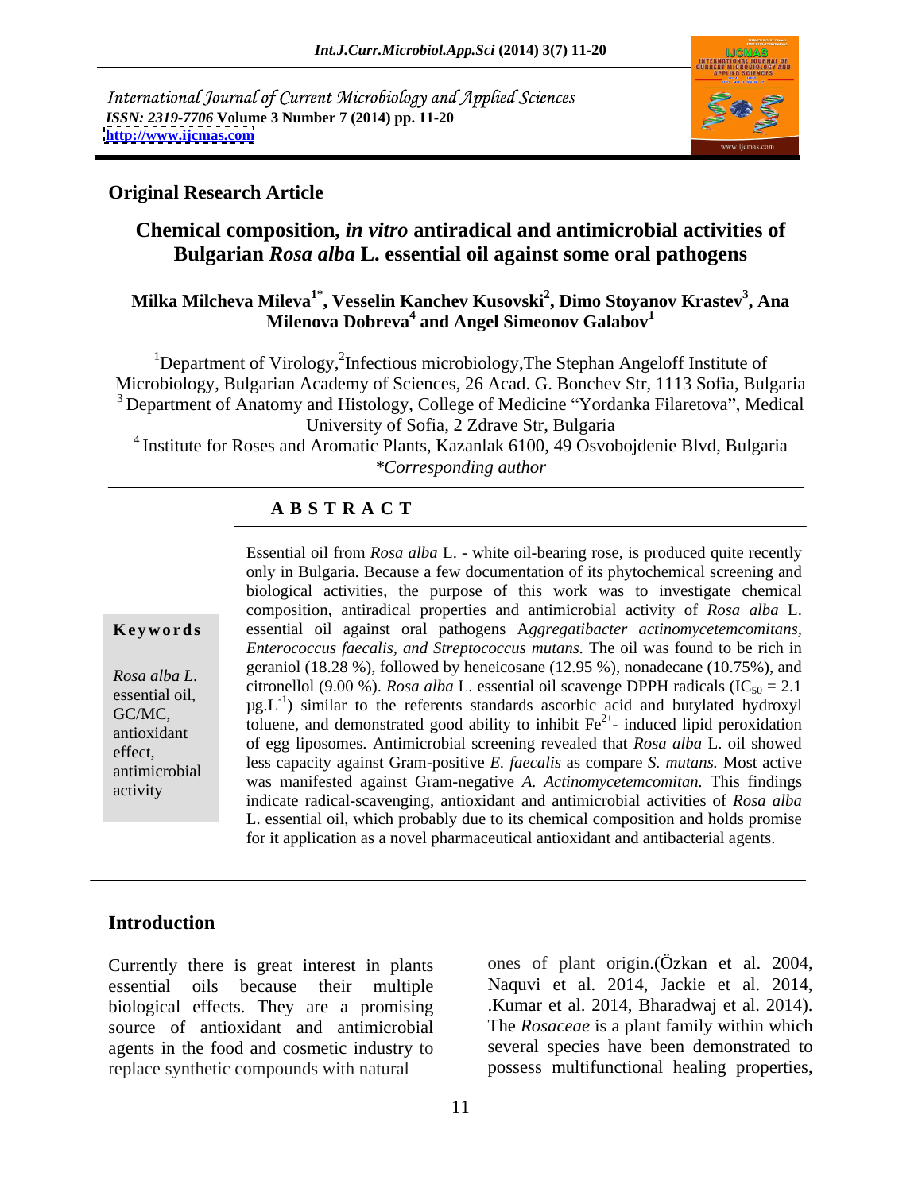International Journal of Current Microbiology and Applied Sciences
*ISSN: 2319-7706* Volume 3 Number 7 (2014) pp. 11-20
http://www.ijcmas.com

**Original Research Article**

# Chemical composition, *in vitro* antiradical and antimicrobial activities of Bulgarian *Rosa alba* L. essential oil against some oral pathogens

**Milka Milcheva Mileva[1*], Vesselin Kanchev Kusovski[2], Dimo Stoyanov Krastev[3], Ana Milenova Dobreva[4] and Angel Simeonov Galabov[1]**

[1]Department of Virology,[2]Infectious microbiology,The Stephan Angeloff Institute of Microbiology, Bulgarian Academy of Sciences, 26 Acad. G. Bonchev Str, 1113 Sofia, Bulgaria
[3] Department of Anatomy and Histology, College of Medicine "Yordanka Filaretova", Medical University of Sofia, 2 Zdrave Str, Bulgaria
[4] Institute for Roses and Aromatic Plants, Kazanlak 6100, 49 Osvobojdenie Blvd, Bulgaria
*\*Corresponding author*

## ABSTRACT

**Keywords**

*Rosa alba L.* essential oil, GC/MC, antioxidant effect, antimicrobial activity

Essential oil from *Rosa alba* L. - white oil-bearing rose, is produced quite recently only in Bulgaria. Because a few documentation of its phytochemical screening and biological activities, the purpose of this work was to investigate chemical composition, antiradical properties and antimicrobial activity of *Rosa alba* L. essential oil against oral pathogens A*ggregatibacter actinomycetemcomitans, Enterococcus faecalis, and Streptococcus mutans.* The oil was found to be rich in geraniol (18.28 %), followed by heneicosane (12.95 %), nonadecane (10.75%), and citronellol (9.00 %). *Rosa alba* L. essential oil scavenge DPPH radicals ($IC_{50}$ = 2.1 $\mu g.L^{-1}$) similar to the referents standards ascorbic acid and butylated hydroxyl toluene, and demonstrated good ability to inhibit $Fe^{2+}$- induced lipid peroxidation of egg liposomes. Antimicrobial screening revealed that *Rosa alba* L. oil showed less capacity against Gram-positive *E. faecalis* as compare *S. mutans.* Most active was manifested against Gram-negative *A. Actinomycetemcomitan.* This findings indicate radical-scavenging, antioxidant and antimicrobial activities of *Rosa alba* L. essential oil, which probably due to its chemical composition and holds promise for it application as a novel pharmaceutical antioxidant and antibacterial agents.

## Introduction

Currently there is great interest in plants essential oils because their multiple biological effects. They are a promising source of antioxidant and antimicrobial agents in the food and cosmetic industry to replace synthetic compounds with natural ones of plant origin.(Özkan et al. 2004, Naqvi et al. 2014, Jackie et al. 2014, .Kumar et al. 2014, Bharadwaj et al. 2014). The *Rosaceae* is a plant family within which several species have been demonstrated to possess multifunctional healing properties,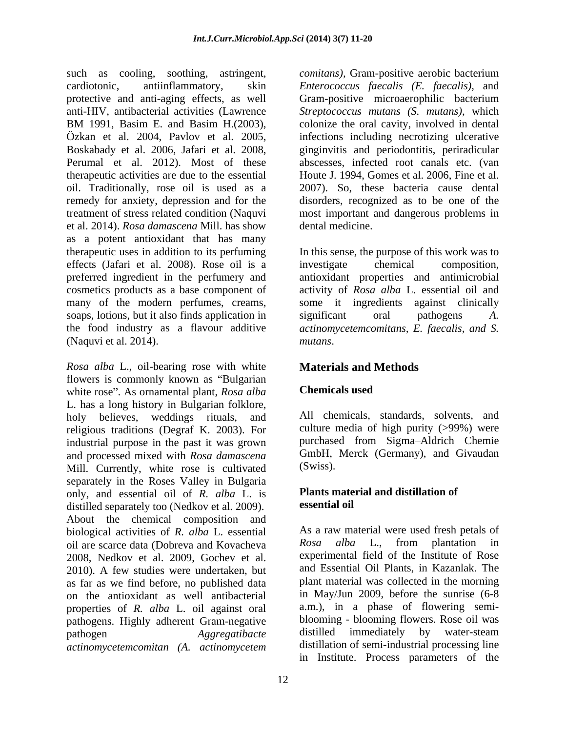such as cooling, soothing, astringent, cardiotonic, antiinflammatory, skin protective and anti-aging effects, as well anti-HIV, antibacterial activities (Lawrence BM 1991, Basim E. and Basim H.(2003), Özkan et al. 2004, Pavlov et al. 2005, Boskabady et al. 2006, Jafari et al. 2008, Perumal et al. 2012). Most of these therapeutic activities are due to the essential oil. Traditionally, rose oil is used as a remedy for anxiety, depression and for the treatment of stress related condition (Naquvi et al. 2014). *Rosa damascena* Mill. has show as a potent antioxidant that has many therapeutic uses in addition to its perfuming effects (Jafari et al. 2008). Rose oil is a preferred ingredient in the perfumery and cosmetics products as a base component of many of the modern perfumes, creams, soaps, lotions, but it also finds application in the food industry as a flavour additive (Naquvi et al. 2014).

*Rosa alba* L., oil-bearing rose with white flowers is commonly known as "Bulgarian white rose". As ornamental plant, *Rosa alba* L. has a long history in Bulgarian folklore, holy believes, weddings rituals, and religious traditions (Degraf K. 2003). For industrial purpose in the past it was grown and processed mixed with *Rosa damascena* Mill. Currently, white rose is cultivated separately in the Roses Valley in Bulgaria only, and essential oil of *R. alba* L. is distilled separately too (Nedkov et al. 2009). About the chemical composition and biological activities of *R. alba* L. essential oil are scarce data (Dobreva and Kovacheva 2008, Nedkov et al. 2009, Gochev et al. 2010). A few studies were undertaken, but as far as we find before, no published data on the antioxidant as well antibacterial properties of *R. alba* L. oil against oral pathogens. Highly adherent Gram-negative pathogen *Aggregatibacte actinomycetemcomitan (A. actinomycetem comitans)*, Gram-positive aerobic bacterium *Enterococcus faecalis (E. faecalis)*, and Gram-positive microaerophilic bacterium *Streptococcus mutans (S. mutans)*, which colonize the oral cavity, involved in dental infections including necrotizing ulcerative ginginvitis and periodontitis, periradicular abscesses, infected root canals etc. (van Houte J. 1994, Gomes et al. 2006, Fine et al. 2007). So, these bacteria cause dental disorders, recognized as to be one of the most important and dangerous problems in dental medicine.

In this sense, the purpose of this work was to investigate chemical composition, antioxidant properties and antimicrobial activity of *Rosa alba* L. essential oil and some it ingredients against clinically significant oral pathogens *A. actinomycetemcomitans, E. faecalis, and S. mutans*.

## Materials and Methods

### Chemicals used

All chemicals, standards, solvents, and culture media of high purity (>99%) were purchased from Sigma–Aldrich Chemie GmbH, Merck (Germany), and Givaudan (Swiss).

### Plants material and distillation of essential oil

As a raw material were used fresh petals of *Rosa alba* L., from plantation in experimental field of the Institute of Rose and Essential Oil Plants, in Kazanlak. The plant material was collected in the morning in May/Jun 2009, before the sunrise (6-8 a.m.), in a phase of flowering semi-blooming - blooming flowers. Rose oil was distilled immediately by water-steam distillation of semi-industrial processing line in Institute. Process parameters of the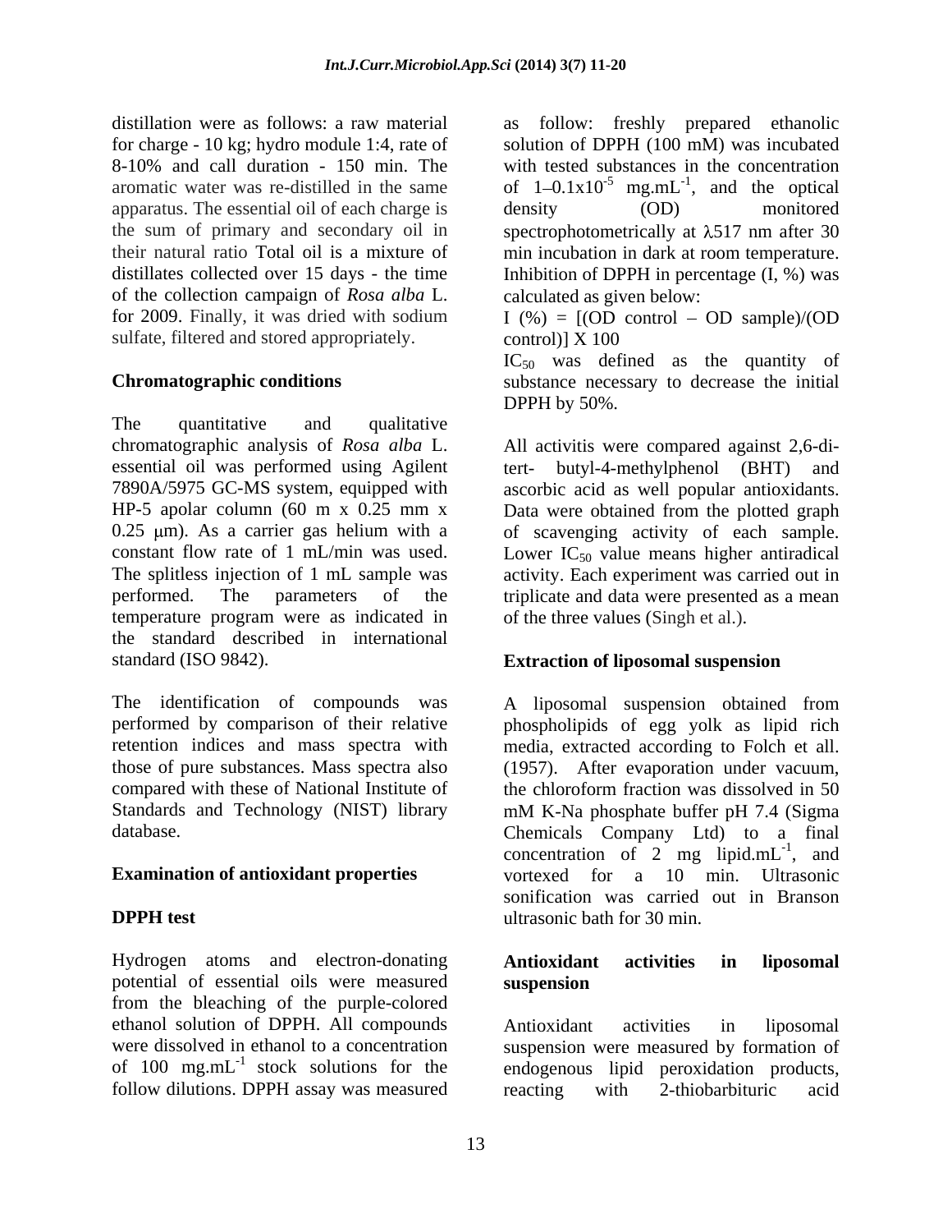distillation were as follows: a raw material for charge - 10 kg; hydro module 1:4, rate of 8-10% and call duration - 150 min. The aromatic water was re-distilled in the same apparatus. The essential oil of each charge is the sum of primary and secondary oil in their natural ratio Total oil is a mixture of distillates collected over 15 days - the time of the collection campaign of *Rosa alba* L. for 2009. Finally, it was dried with sodium sulfate, filtered and stored appropriately.

**Chromatographic conditions**

The quantitative and qualitative chromatographic analysis of *Rosa alba* L. essential oil was performed using Agilent 7890A/5975 GC-MS system, equipped with HP-5 apolar column (60 m x 0.25 mm x 0.25 μm). As a carrier gas helium with a constant flow rate of 1 mL/min was used. The splitless injection of 1 mL sample was performed. The parameters of the temperature program were as indicated in the standard described in international standard (ISO 9842).

The identification of compounds was performed by comparison of their relative retention indices and mass spectra with those of pure substances. Mass spectra also compared with these of National Institute of Standards and Technology (NIST) library database.

**Examination of antioxidant properties**

**DPPH test**

Hydrogen atoms and electron-donating potential of essential oils were measured from the bleaching of the purple-colored ethanol solution of DPPH. All compounds were dissolved in ethanol to a concentration of 100 $mg.mL^{-1}$ stock solutions for the follow dilutions. DPPH assay was measured as follow: freshly prepared ethanolic solution of DPPH (100 mM) was incubated with tested substances in the concentration of $1–0.1x10^{-5}$ $mg.mL^{-1}$, and the optical density (OD) monitored spectrophotometrically at λ517 nm after 30 min incubation in dark at room temperature. Inhibition of DPPH in percentage (I, %) was calculated as given below:

I (%) = [(OD control – OD sample)/(OD control)] X 100

$IC_{50}$ was defined as the quantity of substance necessary to decrease the initial DPPH by 50%.

All activitis were compared against 2,6-di-tert- butyl-4-methylphenol (BHT) and ascorbic acid as well popular antioxidants. Data were obtained from the plotted graph of scavenging activity of each sample. Lower $IC_{50}$ value means higher antiradical activity. Each experiment was carried out in triplicate and data were presented as a mean of the three values (Singh et al.).

**Extraction of liposomal suspension**

A liposomal suspension obtained from phospholipids of egg yolk as lipid rich media, extracted according to Folch et all. (1957). After evaporation under vacuum, the chloroform fraction was dissolved in 50 mM K-Na phosphate buffer pH 7.4 (Sigma Chemicals Company Ltd) to a final concentration of 2 mg $lipid.mL^{-1}$, and vortexed for a 10 min. Ultrasonic sonification was carried out in Branson ultrasonic bath for 30 min.

**Antioxidant activities in liposomal suspension**

Antioxidant activities in liposomal suspension were measured by formation of endogenous lipid peroxidation products, reacting with 2-thiobarbituric acid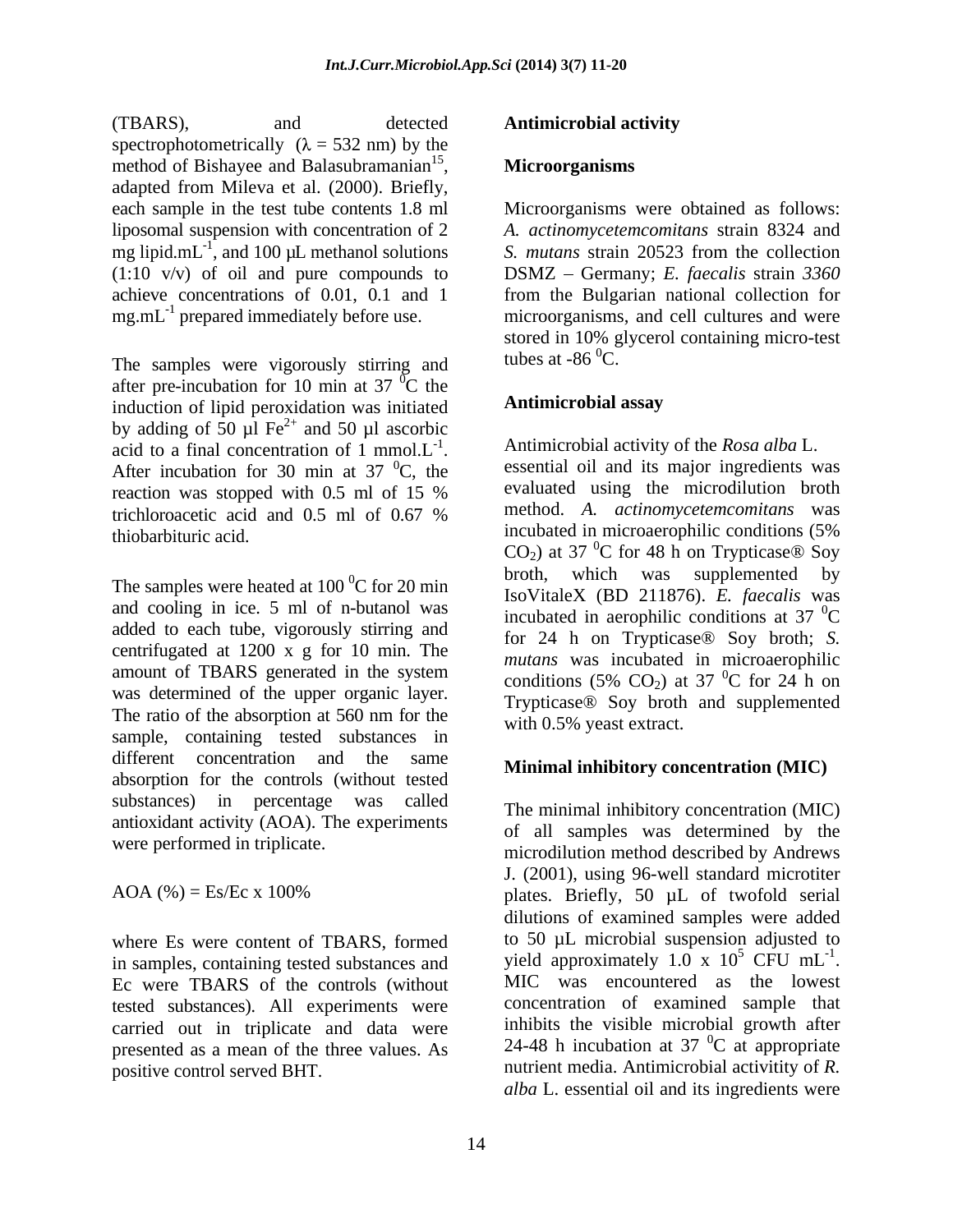(TBARS), and detected spectrophotometrically ($\lambda$ = 532 nm) by the method of Bishayee and Balasubramanian[15], adapted from Mileva et al. (2000). Briefly, each sample in the test tube contents 1.8 ml liposomal suspension with concentration of 2 mg lipid.$mL^{-1}$, and 100 µL methanol solutions (1:10 v/v) of oil and pure compounds to achieve concentrations of 0.01, 0.1 and 1 mg.$mL^{-1}$ prepared immediately before use.

The samples were vigorously stirring and after pre-incubation for 10 min at 37 $^{0}$C the induction of lipid peroxidation was initiated by adding of 50 µl $Fe^{2+}$ and 50 µl ascorbic acid to a final concentration of 1 mmol.$L^{-1}$. After incubation for 30 min at 37 $^{0}$C, the reaction was stopped with 0.5 ml of 15 % trichloroacetic acid and 0.5 ml of 0.67 % thiobarbituric acid.

The samples were heated at 100 $^{0}$C for 20 min and cooling in ice. 5 ml of n-butanol was added to each tube, vigorously stirring and centrifugated at 1200 x g for 10 min. The amount of TBARS generated in the system was determined of the upper organic layer. The ratio of the absorption at 560 nm for the sample, containing tested substances in different concentration and the same absorption for the controls (without tested substances) in percentage was called antioxidant activity (AOA). The experiments were performed in triplicate.

$$AOA\ (\%) = Es/Ec \times 100\%$$

where Es were content of TBARS, formed in samples, containing tested substances and Ec were TBARS of the controls (without tested substances). All experiments were carried out in triplicate and data were presented as a mean of the three values. As positive control served BHT.

## Antimicrobial activity

### Microorganisms

Microorganisms were obtained as follows: *A. actinomycetemcomitans* strain 8324 and *S. mutans* strain 20523 from the collection DSMZ – Germany; *E. faecalis* strain *3360* from the Bulgarian national collection for microorganisms, and cell cultures and were stored in 10% glycerol containing micro-test tubes at -86 $^{0}$C.

### Antimicrobial assay

Antimicrobial activity of the *Rosa alba* L. essential oil and its major ingredients was evaluated using the microdilution broth method. *A. actinomycetemcomitans* was incubated in microaerophilic conditions (5% $CO_2$) at 37 $^{0}$C for 48 h on Trypticase® Soy broth, which was supplemented by IsoVitaleX (BD 211876). *E. faecalis* was incubated in aerophilic conditions at 37 $^{0}$C for 24 h on Trypticase® Soy broth; *S. mutans* was incubated in microaerophilic conditions (5% $CO_2$) at 37 $^{0}$C for 24 h on Trypticase® Soy broth and supplemented with 0.5% yeast extract.

### Minimal inhibitory concentration (MIC)

The minimal inhibitory concentration (MIC) of all samples was determined by the microdilution method described by Andrews J. (2001), using 96-well standard microtiter plates. Briefly, 50 µL of twofold serial dilutions of examined samples were added to 50 µL microbial suspension adjusted to yield approximately 1.0 x $10^{5}$ CFU $mL^{-1}$. MIC was encountered as the lowest concentration of examined sample that inhibits the visible microbial growth after 24-48 h incubation at 37 $^{0}$C at appropriate nutrient media. Antimicrobial activitity of *R. alba* L. essential oil and its ingredients were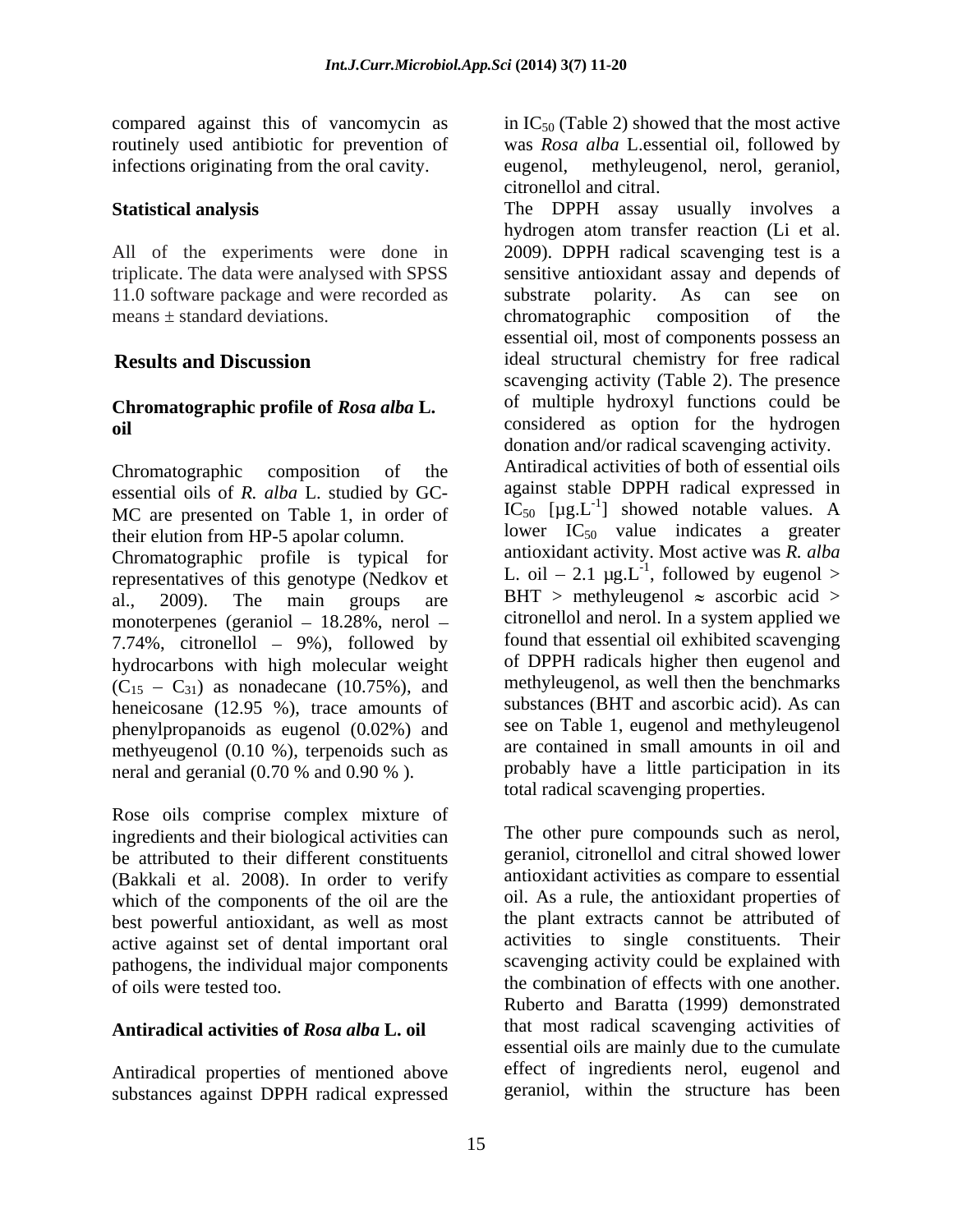compared against this of vancomycin as routinely used antibiotic for prevention of infections originating from the oral cavity.

### Statistical analysis

All of the experiments were done in triplicate. The data were analysed with SPSS 11.0 software package and were recorded as means ± standard deviations.

## Results and Discussion

### Chromatographic profile of *Rosa alba* L. oil

Chromatographic composition of the essential oils of *R. alba* L. studied by GC-MC are presented on Table 1, in order of their elution from HP-5 apolar column. Chromatographic profile is typical for representatives of this genotype (Nedkov et al., 2009). The main groups are monoterpenes (geraniol – 18.28%, nerol – 7.74%, citronellol – 9%), followed by hydrocarbons with high molecular weight ($C_{15}$ – $C_{31}$) as nonadecane (10.75%), and heneicosane (12.95 %), trace amounts of phenylpropanoids as eugenol (0.02%) and methyeugenol (0.10 %), terpenoids such as neral and geranial (0.70 % and 0.90 % ).

Rose oils comprise complex mixture of ingredients and their biological activities can be attributed to their different constituents (Bakkali et al. 2008). In order to verify which of the components of the oil are the best powerful antioxidant, as well as most active against set of dental important oral pathogens, the individual major components of oils were tested too.

### Antiradical activities of *Rosa alba* L. oil

Antiradical properties of mentioned above substances against DPPH radical expressed in $IC_{50}$ (Table 2) showed that the most active was *Rosa alba* L.essential oil, followed by eugenol, methyleugenol, nerol, geraniol, citronellol and citral.

The DPPH assay usually involves a hydrogen atom transfer reaction (Li et al. 2009). DPPH radical scavenging test is a sensitive antioxidant assay and depends of substrate polarity. As can see on chromatographic composition of the essential oil, most of components possess an ideal structural chemistry for free radical scavenging activity (Table 2). The presence of multiple hydroxyl functions could be considered as option for the hydrogen donation and/or radical scavenging activity. Antiradical activities of both of essential oils against stable DPPH radical expressed in $IC_{50}$ [$\mu g.L^{-1}$] showed notable values. A lower $IC_{50}$ value indicates a greater antioxidant activity. Most active was *R. alba* L. oil – 2.1 $\mu g.L^{-1}$, followed by eugenol > BHT > methyleugenol ≈ ascorbic acid > citronellol and nerol. In a system applied we found that essential oil exhibited scavenging of DPPH radicals higher then eugenol and methyleugenol, as well then the benchmarks substances (BHT and ascorbic acid). As can see on Table 1, eugenol and methyleugenol are contained in small amounts in oil and probably have a little participation in its total radical scavenging properties.

The other pure compounds such as nerol, geraniol, citronellol and citral showed lower antioxidant activities as compare to essential oil. As a rule, the antioxidant properties of the plant extracts cannot be attributed of activities to single constituents. Their scavenging activity could be explained with the combination of effects with one another. Ruberto and Baratta (1999) demonstrated that most radical scavenging activities of essential oils are mainly due to the cumulate effect of ingredients nerol, eugenol and geraniol, within the structure has been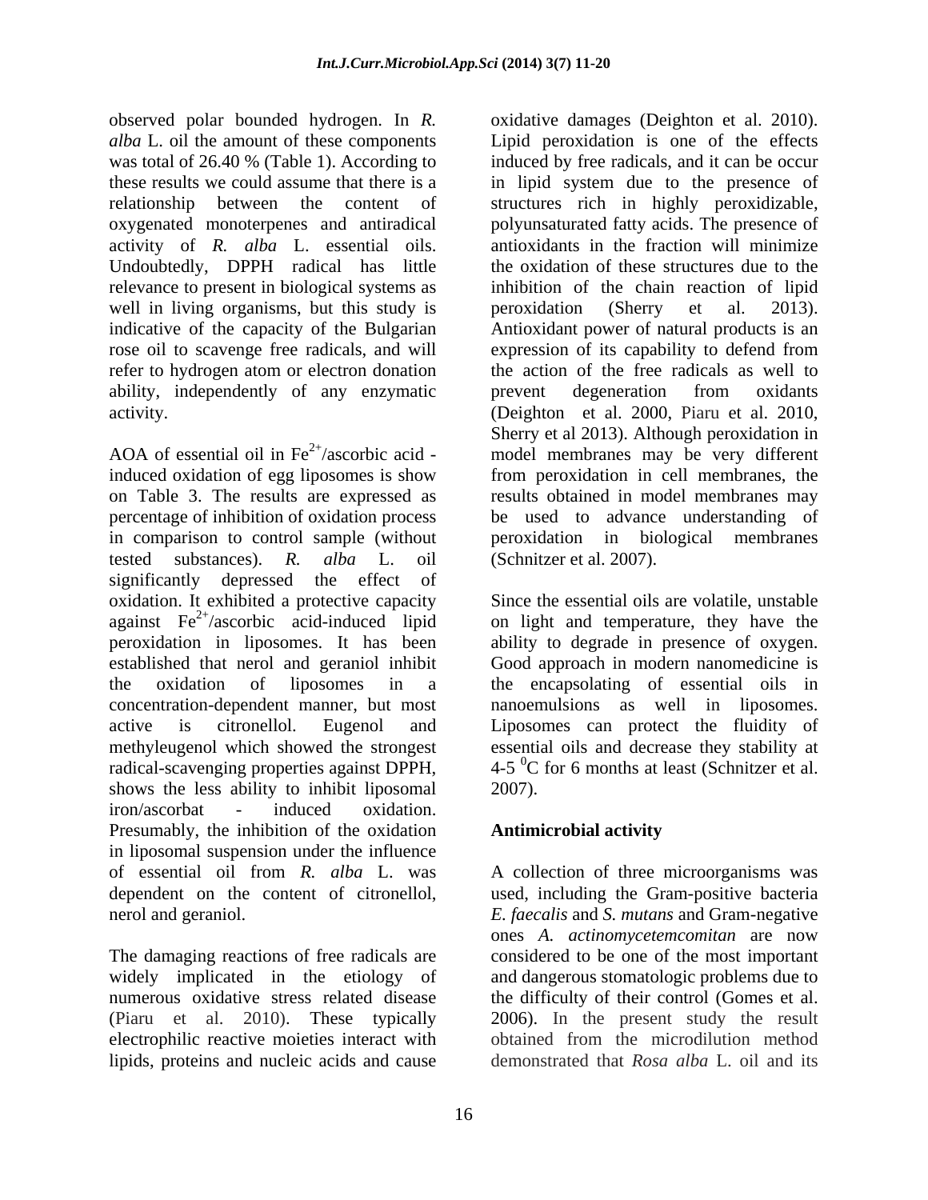observed polar bounded hydrogen. In *R. alba* L. oil the amount of these components was total of 26.40 % (Table 1). According to these results we could assume that there is a relationship between the content of oxygenated monoterpenes and antiradical activity of *R. alba* L. essential oils. Undoubtedly, DPPH radical has little relevance to present in biological systems as well in living organisms, but this study is indicative of the capacity of the Bulgarian rose oil to scavenge free radicals, and will refer to hydrogen atom or electron donation ability, independently of any enzymatic activity.

AOA of essential oil in $Fe^{2+}$/ascorbic acid - induced oxidation of egg liposomes is show on Table 3. The results are expressed as percentage of inhibition of oxidation process in comparison to control sample (without tested substances). *R. alba* L. oil significantly depressed the effect of oxidation. It exhibited a protective capacity against $Fe^{2+}$/ascorbic acid-induced lipid peroxidation in liposomes. It has been established that nerol and geraniol inhibit the oxidation of liposomes in a concentration-dependent manner, but most active is citronellol. Eugenol and methyleugenol which showed the strongest radical-scavenging properties against DPPH, shows the less ability to inhibit liposomal iron/ascorbat - induced oxidation. Presumably, the inhibition of the oxidation in liposomal suspension under the influence of essential oil from *R. alba* L. was dependent on the content of citronellol, nerol and geraniol.

The damaging reactions of free radicals are widely implicated in the etiology of numerous oxidative stress related disease (Piaru et al. 2010). These typically electrophilic reactive moieties interact with lipids, proteins and nucleic acids and cause oxidative damages (Deighton et al. 2010). Lipid peroxidation is one of the effects induced by free radicals, and it can be occur in lipid system due to the presence of structures rich in highly peroxidizable, polyunsaturated fatty acids. The presence of antioxidants in the fraction will minimize the oxidation of these structures due to the inhibition of the chain reaction of lipid peroxidation (Sherry et al. 2013). Antioxidant power of natural products is an expression of its capability to defend from the action of the free radicals as well to prevent degeneration from oxidants (Deighton et al. 2000, Piaru et al. 2010, Sherry et al 2013). Although peroxidation in model membranes may be very different from peroxidation in cell membranes, the results obtained in model membranes may be used to advance understanding of peroxidation in biological membranes (Schnitzer et al. 2007).

Since the essential oils are volatile, unstable on light and temperature, they have the ability to degrade in presence of oxygen. Good approach in modern nanomedicine is the encapsolating of essential oils in nanoemulsions as well in liposomes. Liposomes can protect the fluidity of essential oils and decrease they stability at 4-5 $^{0}$C for 6 months at least (Schnitzer et al. 2007).

## Antimicrobial activity

A collection of three microorganisms was used, including the Gram-positive bacteria *E. faecalis* and *S. mutans* and Gram-negative ones *A. actinomycetemcomitan* are now considered to be one of the most important and dangerous stomatologic problems due to the difficulty of their control (Gomes et al. 2006). In the present study the result obtained from the microdilution method demonstrated that *Rosa alba* L. oil and its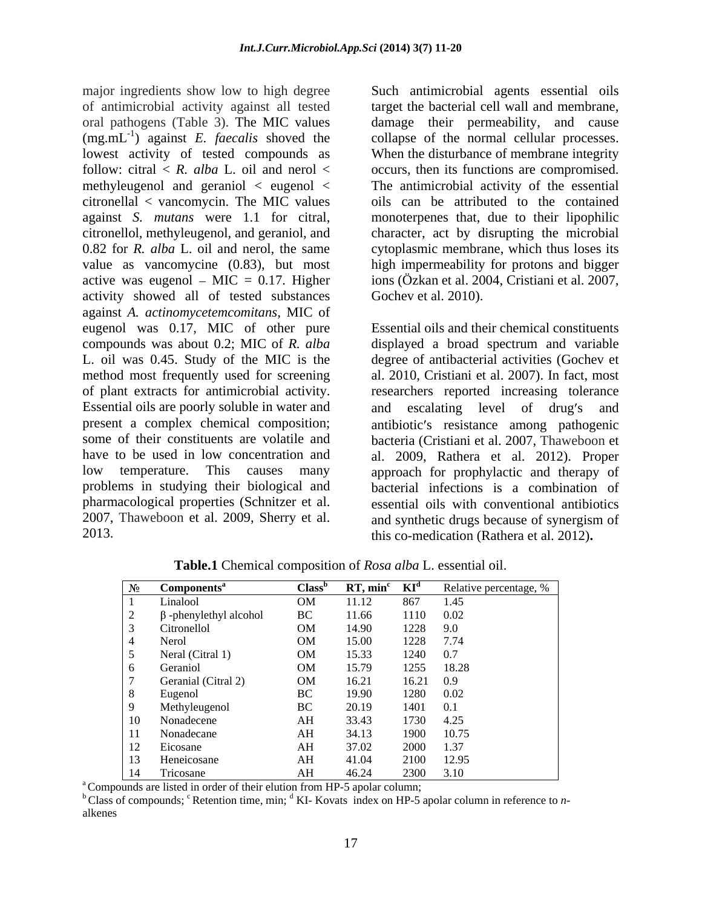major ingredients show low to high degree of antimicrobial activity against all tested oral pathogens (Table 3). The MIC values ($mg.mL^{-1}$) against *E. faecalis* shoved the lowest activity of tested compounds as follow: citral < *R. alba* L. oil and nerol < methyleugenol and geraniol < eugenol < citronellal < vancomycin. The MIC values against *S. mutans* were 1.1 for citral, citronellol, methyleugenol, and geraniol, and 0.82 for *R. alba* L. oil and nerol, the same value as vancomycine (0.83), but most active was eugenol – MIC = 0.17. Higher activity showed all of tested substances against *A. actinomycetemcomitans*, MIC of eugenol was 0.17, MIC of other pure compounds was about 0.2; MIC of *R. alba* L. oil was 0.45. Study of the MIC is the method most frequently used for screening of plant extracts for antimicrobial activity. Essential oils are poorly soluble in water and present a complex chemical composition; some of their constituents are volatile and have to be used in low concentration and low temperature. This causes many problems in studying their biological and pharmacological properties (Schnitzer et al. 2007, Thaweboon et al. 2009, Sherry et al. 2013.

Such antimicrobial agents essential oils target the bacterial cell wall and membrane, damage their permeability, and cause collapse of the normal cellular processes. When the disturbance of membrane integrity occurs, then its functions are compromised. The antimicrobial activity of the essential oils can be attributed to the contained monoterpenes that, due to their lipophilic character, act by disrupting the microbial cytoplasmic membrane, which thus loses its high impermeability for protons and bigger ions (Özkan et al. 2004, Cristiani et al. 2007, Gochev et al. 2010).

Essential oils and their chemical constituents displayed a broad spectrum and variable degree of antibacterial activities (Gochev et al. 2010, Cristiani et al. 2007). In fact, most researchers reported increasing tolerance and escalating level of drug′s and antibiotic′s resistance among pathogenic bacteria (Cristiani et al. 2007, Thaweboon et al. 2009, Rathera et al. 2012). Proper approach for prophylactic and therapy of bacterial infections is a combination of essential oils with conventional antibiotics and synthetic drugs because of synergism of this co-medication (Rathera et al. 2012).

**Table.1** Chemical composition of *Rosa alba* L. essential oil.

| № | Components[a] | Class[b] | RT, min[c] | KI[d] | Relative percentage, % |
|---|---|---|---|---|---|
| 1 | Linalool | OM | 11.12 | 867 | 1.45 |
| 2 | β -phenylethyl alcohol | BC | 11.66 | 1110 | 0.02 |
| 3 | Citronellol | OM | 14.90 | 1228 | 9.0 |
| 4 | Nerol | OM | 15.00 | 1228 | 7.74 |
| 5 | Neral (Citral 1) | OM | 15.33 | 1240 | 0.7 |
| 6 | Geraniol | OM | 15.79 | 1255 | 18.28 |
| 7 | Geranial (Citral 2) | OM | 16.21 | 16.21 | 0.9 |
| 8 | Eugenol | BC | 19.90 | 1280 | 0.02 |
| 9 | Methyleugenol | BC | 20.19 | 1401 | 0.1 |
| 10 | Nonadecene | AH | 33.43 | 1730 | 4.25 |
| 11 | Nonadecane | AH | 34.13 | 1900 | 10.75 |
| 12 | Eicosane | AH | 37.02 | 2000 | 1.37 |
| 13 | Heneicosane | AH | 41.04 | 2100 | 12.95 |
| 14 | Tricosane | AH | 46.24 | 2300 | 3.10 |

[a] Compounds are listed in order of their elution from HP-5 apolar column;
[b] Class of compounds; [c] Retention time, min; [d] KI- Kovats index on HP-5 apolar column in reference to *n*-alkenes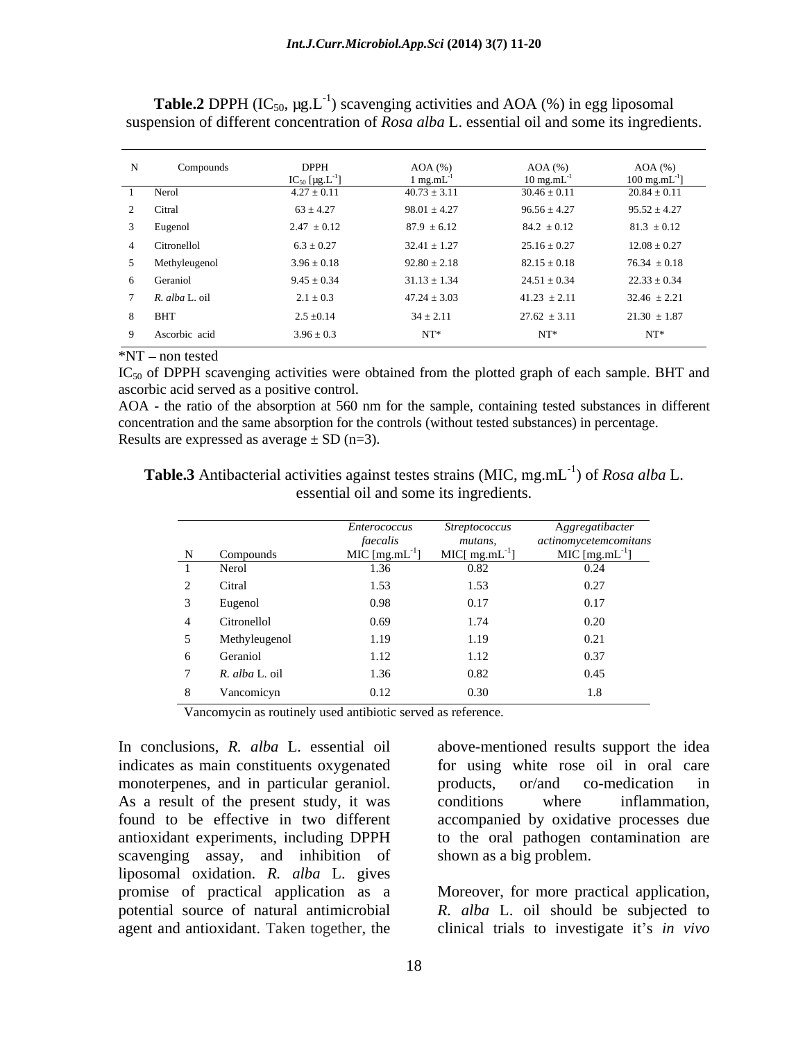**Table.2** DPPH ($IC_{50}$, µg.$L^{-1}$) scavenging activities and AOA (%) in egg liposomal suspension of different concentration of *Rosa alba* L. essential oil and some its ingredients.

| N | Compounds | DPPH $IC_{50}$ [µg.$L^{-1}$] | AOA (%) 1 mg.$mL^{-1}$ | AOA (%) 10 mg.$mL^{-1}$ | AOA (%) 100 mg.$mL^{-1}$] |
|---|---|---|---|---|---|
| 1 | Nerol | 4.27 ± 0.11 | 40.73 ± 3.11 | 30.46 ± 0.11 | 20.84 ± 0.11 |
| 2 | Citral | 63 ± 4.27 | 98.01 ± 4.27 | 96.56 ± 4.27 | 95.52 ± 4.27 |
| 3 | Eugenol | 2.47 ± 0.12 | 87.9 ± 6.12 | 84.2 ± 0.12 | 81.3 ± 0.12 |
| 4 | Citronellol | 6.3 ± 0.27 | 32.41 ± 1.27 | 25.16 ± 0.27 | 12.08 ± 0.27 |
| 5 | Methyleugenol | 3.96 ± 0.18 | 92.80 ± 2.18 | 82.15 ± 0.18 | 76.34 ± 0.18 |
| 6 | Geraniol | 9.45 ± 0.34 | 31.13 ± 1.34 | 24.51 ± 0.34 | 22.33 ± 0.34 |
| 7 | *R. alba* L. oil | 2.1 ± 0.3 | 47.24 ± 3.03 | 41.23 ± 2.11 | 32.46 ± 2.21 |
| 8 | BHT | 2.5 ±0.14 | 34 ± 2.11 | 27.62 ± 3.11 | 21.30 ± 1.87 |
| 9 | Ascorbic acid | 3.96 ± 0.3 | NT* | NT* | NT* |

*NT – non tested

$IC_{50}$ of DPPH scavenging activities were obtained from the plotted graph of each sample. BHT and ascorbic acid served as a positive control.

AOA - the ratio of the absorption at 560 nm for the sample, containing tested substances in different concentration and the same absorption for the controls (without tested substances) in percentage.

Results are expressed as average ± SD (n=3).

**Table.3** Antibacterial activities against testes strains (MIC, mg.$mL^{-1}$) of *Rosa alba* L. essential oil and some its ingredients.

| N | Compounds | *Enterococcus faecalis* MIC [mg.$mL^{-1}$] | *Streptococcus mutans,* MIC[ mg.$mL^{-1}$] | *Aggregatibacter actinomycetemcomitans* MIC [mg.$mL^{-1}$] |
|---|---|---|---|---|
| 1 | Nerol | 1.36 | 0.82 | 0.24 |
| 2 | Citral | 1.53 | 1.53 | 0.27 |
| 3 | Eugenol | 0.98 | 0.17 | 0.17 |
| 4 | Citronellol | 0.69 | 1.74 | 0.20 |
| 5 | Methyleugenol | 1.19 | 1.19 | 0.21 |
| 6 | Geraniol | 1.12 | 1.12 | 0.37 |
| 7 | *R. alba* L. oil | 1.36 | 0.82 | 0.45 |
| 8 | Vancomicyn | 0.12 | 0.30 | 1.8 |

Vancomycin as routinely used antibiotic served as reference.

In conclusions, *R. alba* L. essential oil indicates as main constituents oxygenated monoterpenes, and in particular geraniol. As a result of the present study, it was found to be effective in two different antioxidant experiments, including DPPH scavenging assay, and inhibition of liposomal oxidation. *R. alba* L. gives promise of practical application as a potential source of natural antimicrobial agent and antioxidant. Taken together, the above-mentioned results support the idea for using white rose oil in oral care products, or/and co-medication in conditions where inflammation, accompanied by oxidative processes due to the oral pathogen contamination are shown as a big problem.

Moreover, for more practical application, *R. alba* L. oil should be subjected to clinical trials to investigate it's *in vivo*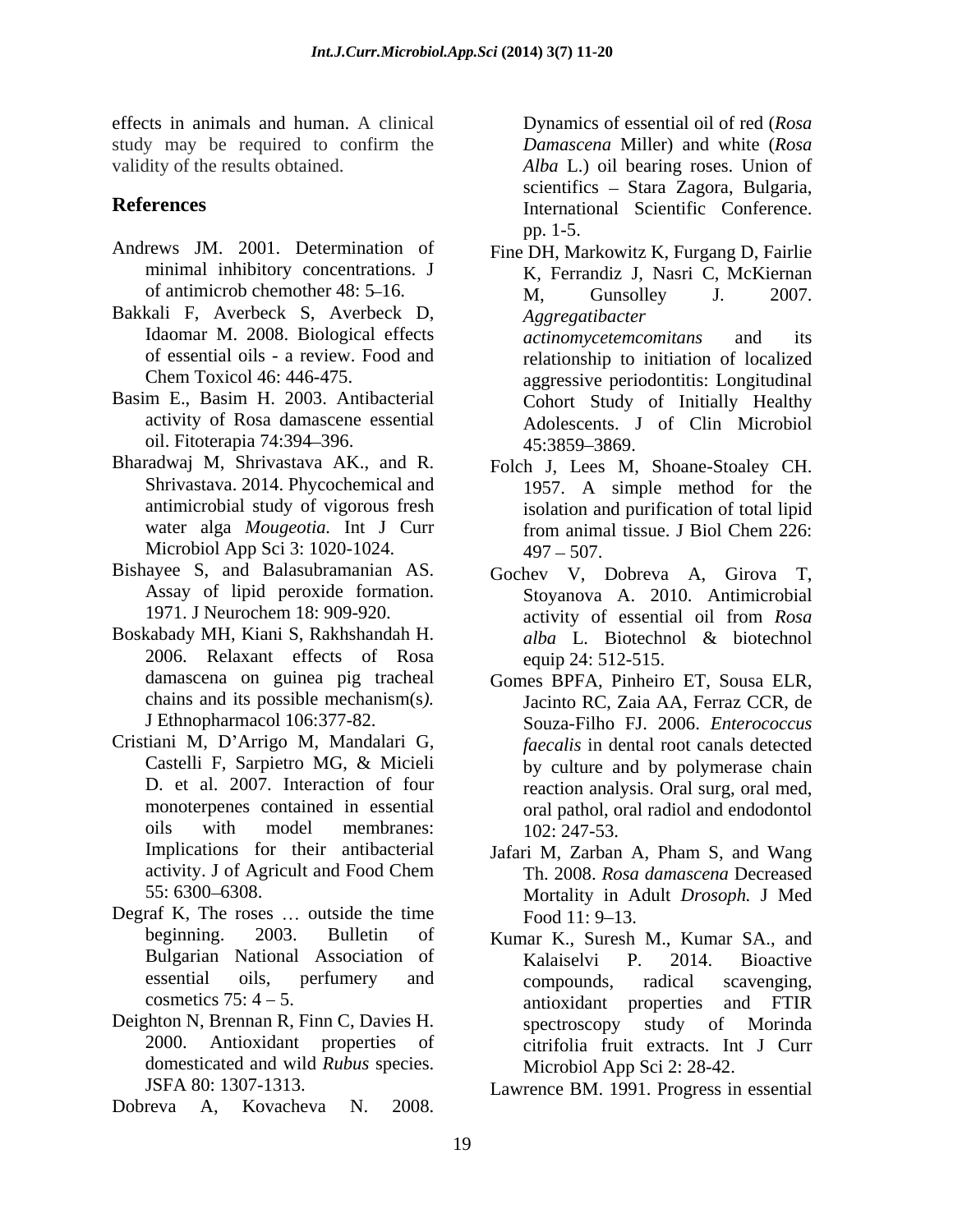effects in animals and human. A clinical study may be required to confirm the validity of the results obtained.

## References

Andrews JM. 2001. Determination of minimal inhibitory concentrations. J of antimicrob chemother 48: 5–16.

Bakkali F, Averbeck S, Averbeck D, Idaomar M. 2008. Biological effects of essential oils - a review. Food and Chem Toxicol 46: 446-475.

Basim E., Basim H. 2003. Antibacterial activity of Rosa damascene essential oil. Fitoterapia 74:394–396.

Bharadwaj M, Shrivastava AK., and R. Shrivastava. 2014. Phycochemical and antimicrobial study of vigorous fresh water alga *Mougeotia.* Int J Curr Microbiol App Sci 3: 1020-1024.

Bishayee S, and Balasubramanian AS. Assay of lipid peroxide formation. 1971. J Neurochem 18: 909-920.

Boskabady MH, Kiani S, Rakhshandah H. 2006. Relaxant effects of Rosa damascena on guinea pig tracheal chains and its possible mechanism(s*).* J Ethnopharmacol 106:377-82.

Cristiani M, D'Arrigo M, Mandalari G, Castelli F, Sarpietro MG, & Micieli D. et al. 2007. Interaction of four monoterpenes contained in essential oils with model membranes: Implications for their antibacterial activity. J of Agricult and Food Chem 55: 6300–6308.

Degraf K, The roses … outside the time beginning. 2003. Bulletin of Bulgarian National Association of essential oils, perfumery and cosmetics 75: 4 – 5.

Deighton N, Brennan R, Finn C, Davies H. 2000. Antioxidant properties of domesticated and wild *Rubus* species. JSFA 80: 1307-1313.

Dobreva A, Kovacheva N. 2008. Dynamics of essential oil of red (*Rosa Damascena* Miller) and white (*Rosa Alba* L.) oil bearing roses. Union of scientifics – Stara Zagora, Bulgaria, International Scientific Conference. pp. 1-5.

Fine DH, Markowitz K, Furgang D, Fairlie K, Ferrandiz J, Nasri C, McKiernan M, Gunsolley J. 2007. *Aggregatibacter actinomycetemcomitans* and its relationship to initiation of localized aggressive periodontitis: Longitudinal Cohort Study of Initially Healthy Adolescents. J of Clin Microbiol 45:3859–3869.

Folch J, Lees M, Shoane-Stoaley CH. 1957. A simple method for the isolation and purification of total lipid from animal tissue. J Biol Chem 226: 497 – 507.

Gochev V, Dobreva A, Girova T, Stoyanova A. 2010. Antimicrobial activity of essential oil from *Rosa alba* L. Biotechnol & biotechnol equip 24: 512-515.

Gomes BPFA, Pinheiro ET, Sousa ELR, Jacinto RC, Zaia AA, Ferraz CCR, de Souza-Filho FJ. 2006. *Enterococcus faecalis* in dental root canals detected by culture and by polymerase chain reaction analysis. Oral surg, oral med, oral pathol, oral radiol and endodontol 102: 247-53.

Jafari M, Zarban A, Pham S, and Wang Th. 2008. *Rosa damascena* Decreased Mortality in Adult *Drosoph.* J Med Food 11: 9–13.

Kumar K., Suresh M., Kumar SA., and Kalaiselvi P. 2014. Bioactive compounds, radical scavenging, antioxidant properties and FTIR spectroscopy study of Morinda citrifolia fruit extracts. Int J Curr Microbiol App Sci 2: 28-42.

Lawrence BM. 1991. Progress in essential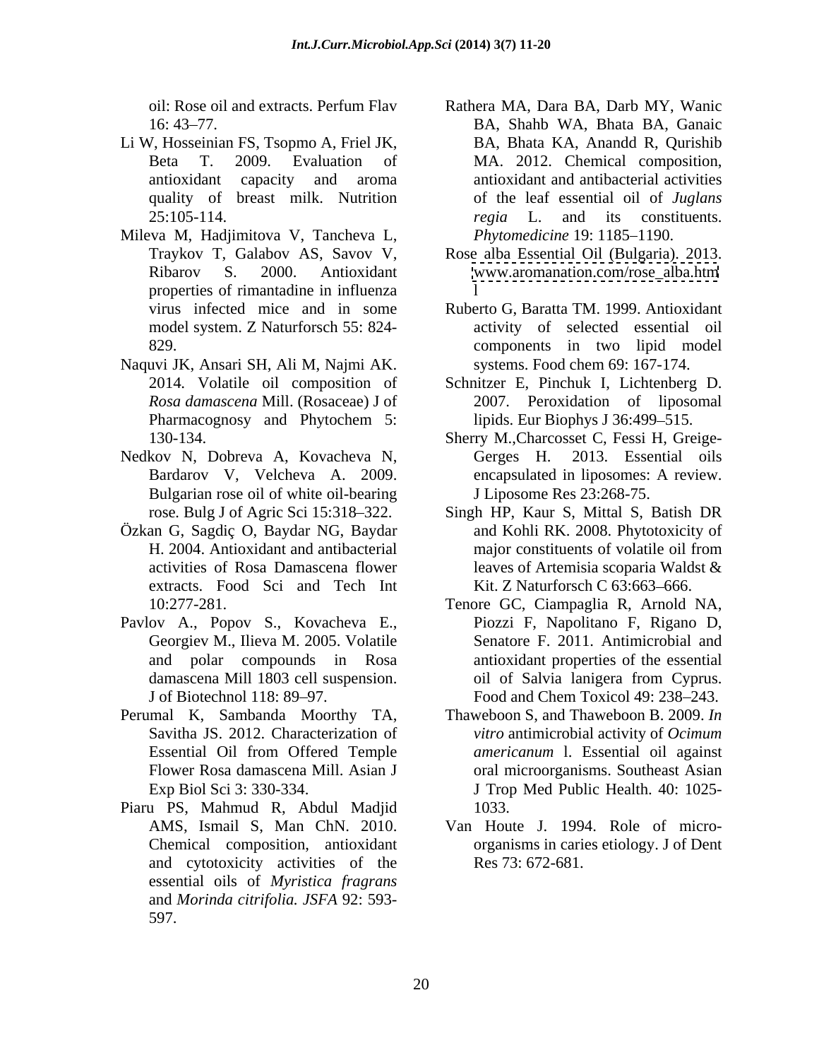oil: Rose oil and extracts. Perfum Flav 16: 43–77.

Li W, Hosseinian FS, Tsopmo A, Friel JK, Beta T. 2009. Evaluation of antioxidant capacity and aroma quality of breast milk. Nutrition 25:105-114.

Mileva M, Hadjimitova V, Tancheva L, Traykov T, Galabov AS, Savov V, Ribarov S. 2000. Antioxidant properties of rimantadine in influenza virus infected mice and in some model system. Z Naturforsch 55: 824-829.

Naquvi JK, Ansari SH, Ali M, Najmi AK. 2014. Volatile oil composition of *Rosa damascena* Mill. (Rosaceae) J of Pharmacognosy and Phytochem 5: 130-134.

Nedkov N, Dobreva A, Kovacheva N, Bardarov V, Velcheva A. 2009. Bulgarian rose oil of white oil-bearing rose. Bulg J of Agric Sci 15:318–322.

Özkan G, Sagdiç O, Baydar NG, Baydar H. 2004. Antioxidant and antibacterial activities of Rosa Damascena flower extracts. Food Sci and Tech Int 10:277-281.

Pavlov A., Popov S., Kovacheva E., Georgiev M., Ilieva M. 2005. Volatile and polar compounds in Rosa damascena Mill 1803 cell suspension. J of Biotechnol 118: 89–97.

Perumal K, Sambanda Moorthy TA, Savitha JS. 2012. Characterization of Essential Oil from Offered Temple Flower Rosa damascena Mill. Asian J Exp Biol Sci 3: 330-334.

Piaru PS, Mahmud R, Abdul Madjid AMS, Ismail S, Man ChN. 2010. Chemical composition, antioxidant and cytotoxicity activities of the essential oils of *Myristica fragrans* and *Morinda citrifolia. JSFA* 92: 593-597.

Rathera MA, Dara BA, Darb MY, Wanic BA, Shahb WA, Bhata BA, Ganaic BA, Bhata KA, Anandd R, Qurishib MA. 2012. Chemical composition, antioxidant and antibacterial activities of the leaf essential oil of *Juglans regia* L. and its constituents. *Phytomedicine* 19: 1185–1190.

Rose alba Essential Oil (Bulgaria). 2013. www.aromanation.com/rose_alba.htm l

Ruberto G, Baratta TM. 1999. Antioxidant activity of selected essential oil components in two lipid model systems. Food chem 69: 167-174.

Schnitzer E, Pinchuk I, Lichtenberg D. 2007. Peroxidation of liposomal lipids. Eur Biophys J 36:499–515.

Sherry M.,Charcosset C, Fessi H, Greige-Gerges H. 2013. Essential oils encapsulated in liposomes: A review. J Liposome Res 23:268-75.

Singh HP, Kaur S, Mittal S, Batish DR and Kohli RK. 2008. Phytotoxicity of major constituents of volatile oil from leaves of Artemisia scoparia Waldst & Kit. Z Naturforsch C 63:663–666.

Tenore GC, Ciampaglia R, Arnold NA, Piozzi F, Napolitano F, Rigano D, Senatore F. 2011. Antimicrobial and antioxidant properties of the essential oil of Salvia lanigera from Cyprus. Food and Chem Toxicol 49: 238–243.

Thaweboon S, and Thaweboon B. 2009. *In vitro* antimicrobial activity of *Ocimum americanum* l. Essential oil against oral microorganisms. Southeast Asian J Trop Med Public Health. 40: 1025-1033.

Van Houte J. 1994. Role of micro-organisms in caries etiology. J of Dent Res 73: 672-681.